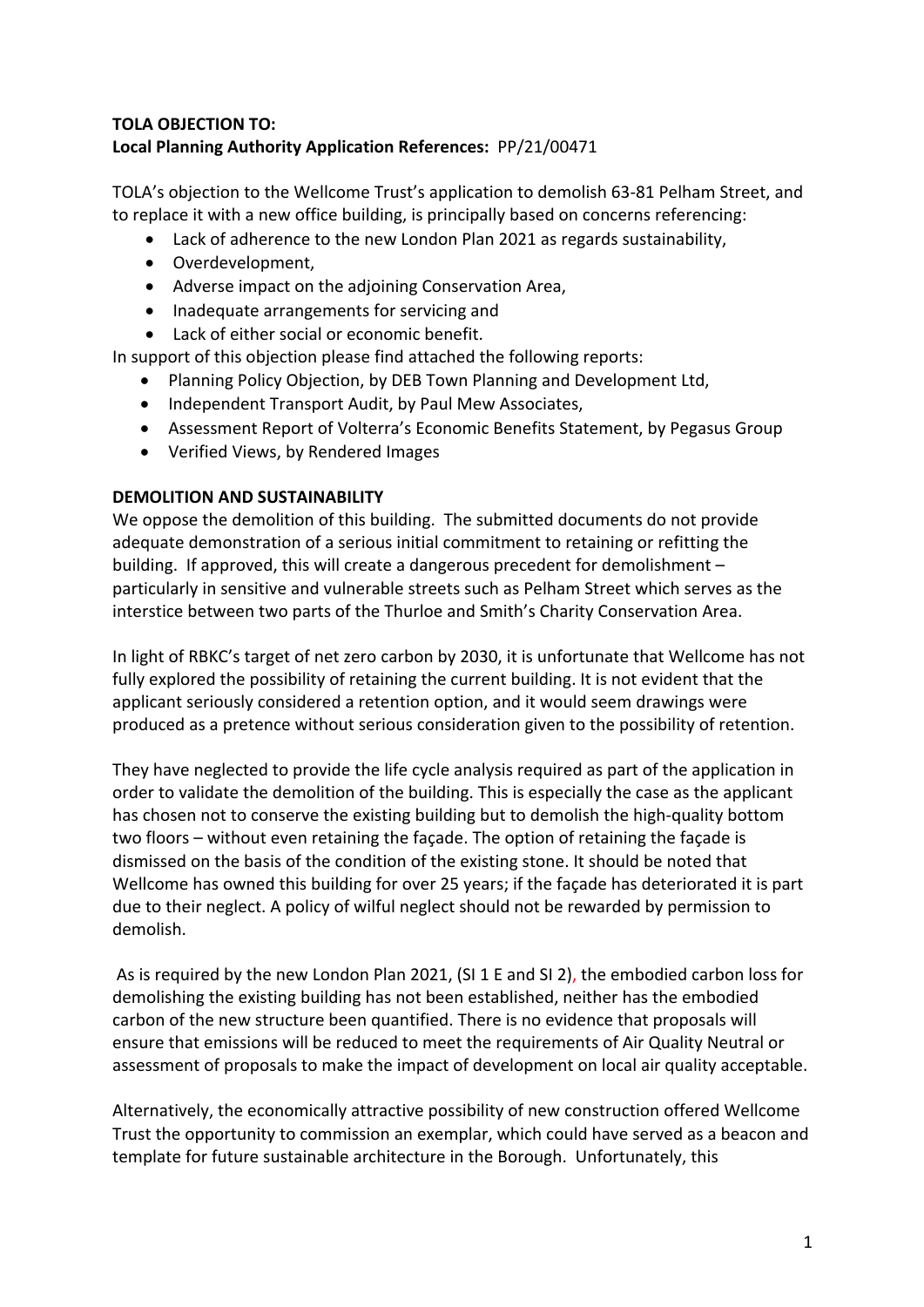**TOLA OBJECTION TO:**
**Local Planning Authority Application References:** PP/21/00471

TOLA's objection to the Wellcome Trust's application to demolish 63-81 Pelham Street, and to replace it with a new office building, is principally based on concerns referencing:

- Lack of adherence to the new London Plan 2021 as regards sustainability,
- Overdevelopment,
- Adverse impact on the adjoining Conservation Area,
- Inadequate arrangements for servicing and
- Lack of either social or economic benefit.

In support of this objection please find attached the following reports:

- Planning Policy Objection, by DEB Town Planning and Development Ltd,
- Independent Transport Audit, by Paul Mew Associates,
- Assessment Report of Volterra's Economic Benefits Statement, by Pegasus Group
- Verified Views, by Rendered Images

**DEMOLITION AND SUSTAINABILITY**

We oppose the demolition of this building. The submitted documents do not provide adequate demonstration of a serious initial commitment to retaining or refitting the building. If approved, this will create a dangerous precedent for demolishment – particularly in sensitive and vulnerable streets such as Pelham Street which serves as the interstice between two parts of the Thurloe and Smith's Charity Conservation Area.

In light of RBKC's target of net zero carbon by 2030, it is unfortunate that Wellcome has not fully explored the possibility of retaining the current building. It is not evident that the applicant seriously considered a retention option, and it would seem drawings were produced as a pretence without serious consideration given to the possibility of retention.

They have neglected to provide the life cycle analysis required as part of the application in order to validate the demolition of the building. This is especially the case as the applicant has chosen not to conserve the existing building but to demolish the high-quality bottom two floors – without even retaining the façade. The option of retaining the façade is dismissed on the basis of the condition of the existing stone. It should be noted that Wellcome has owned this building for over 25 years; if the façade has deteriorated it is part due to their neglect. A policy of wilful neglect should not be rewarded by permission to demolish.

As is required by the new London Plan 2021, (SI 1 E and SI 2), the embodied carbon loss for demolishing the existing building has not been established, neither has the embodied carbon of the new structure been quantified. There is no evidence that proposals will ensure that emissions will be reduced to meet the requirements of Air Quality Neutral or assessment of proposals to make the impact of development on local air quality acceptable.

Alternatively, the economically attractive possibility of new construction offered Wellcome Trust the opportunity to commission an exemplar, which could have served as a beacon and template for future sustainable architecture in the Borough. Unfortunately, this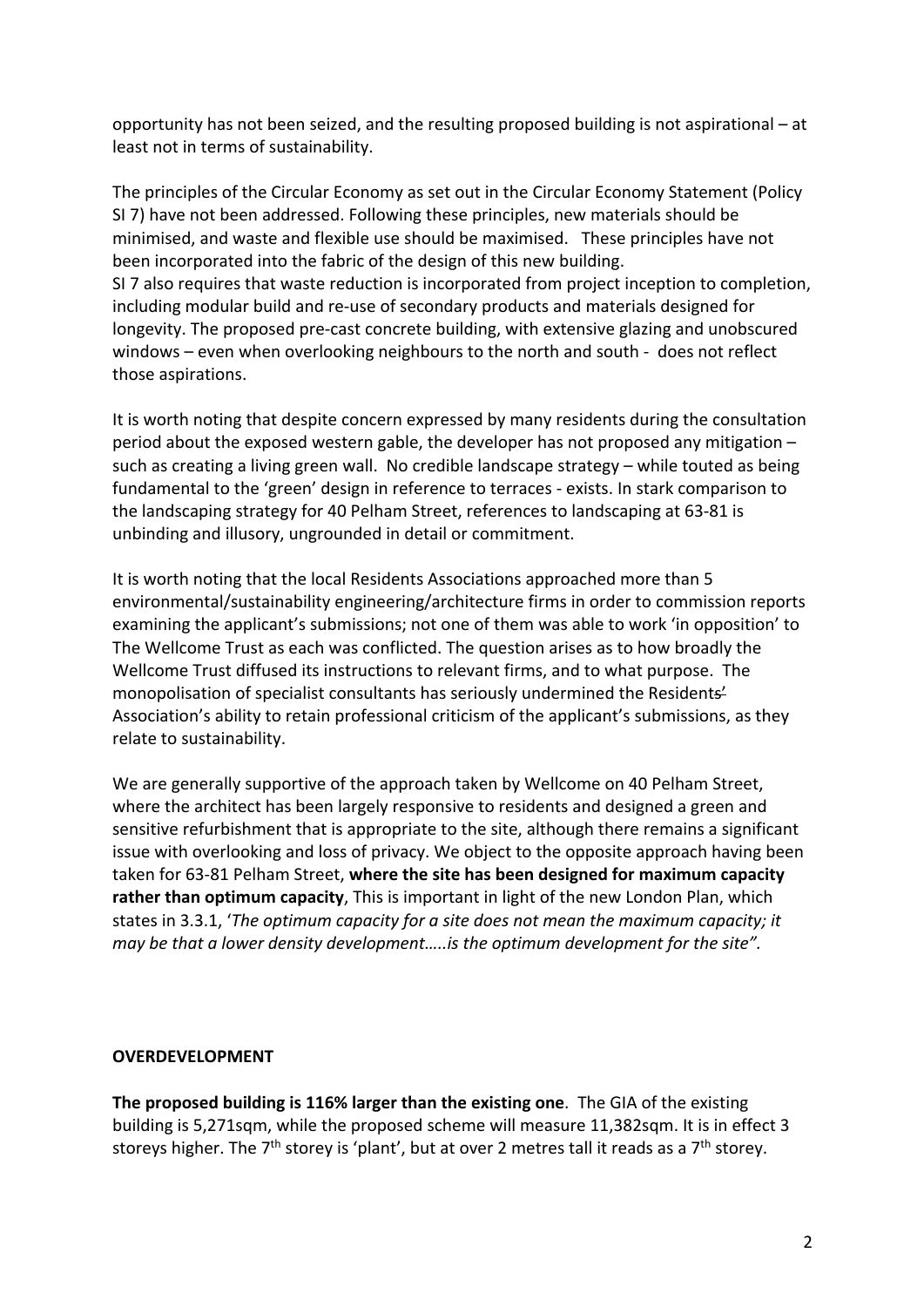opportunity has not been seized, and the resulting proposed building is not aspirational – at least not in terms of sustainability.

The principles of the Circular Economy as set out in the Circular Economy Statement (Policy SI 7) have not been addressed. Following these principles, new materials should be minimised, and waste and flexible use should be maximised. These principles have not been incorporated into the fabric of the design of this new building.
SI 7 also requires that waste reduction is incorporated from project inception to completion, including modular build and re-use of secondary products and materials designed for longevity. The proposed pre-cast concrete building, with extensive glazing and unobscured windows – even when overlooking neighbours to the north and south - does not reflect those aspirations.

It is worth noting that despite concern expressed by many residents during the consultation period about the exposed western gable, the developer has not proposed any mitigation – such as creating a living green wall. No credible landscape strategy – while touted as being fundamental to the 'green' design in reference to terraces - exists. In stark comparison to the landscaping strategy for 40 Pelham Street, references to landscaping at 63-81 is unbinding and illusory, ungrounded in detail or commitment.

It is worth noting that the local Residents Associations approached more than 5 environmental/sustainability engineering/architecture firms in order to commission reports examining the applicant's submissions; not one of them was able to work 'in opposition' to The Wellcome Trust as each was conflicted. The question arises as to how broadly the Wellcome Trust diffused its instructions to relevant firms, and to what purpose. The monopolisation of specialist consultants has seriously undermined the Residents' Association's ability to retain professional criticism of the applicant's submissions, as they relate to sustainability.

We are generally supportive of the approach taken by Wellcome on 40 Pelham Street, where the architect has been largely responsive to residents and designed a green and sensitive refurbishment that is appropriate to the site, although there remains a significant issue with overlooking and loss of privacy. We object to the opposite approach having been taken for 63-81 Pelham Street, **where the site has been designed for maximum capacity rather than optimum capacity**, This is important in light of the new London Plan, which states in 3.3.1, '*The optimum capacity for a site does not mean the maximum capacity; it may be that a lower density development…..is the optimum development for the site".*

**OVERDEVELOPMENT**

**The proposed building is 116% larger than the existing one**. The GIA of the existing building is 5,271sqm, while the proposed scheme will measure 11,382sqm. It is in effect 3 storeys higher. The 7th storey is 'plant', but at over 2 metres tall it reads as a 7th storey.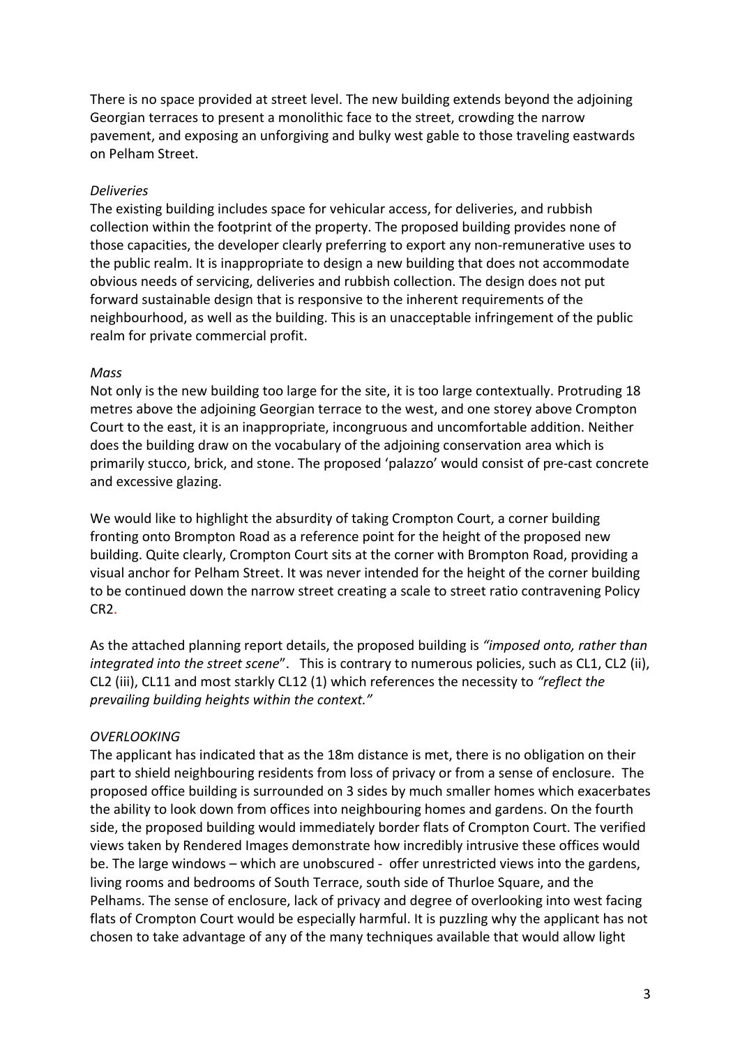There is no space provided at street level. The new building extends beyond the adjoining Georgian terraces to present a monolithic face to the street, crowding the narrow pavement, and exposing an unforgiving and bulky west gable to those traveling eastwards on Pelham Street.

*Deliveries*

The existing building includes space for vehicular access, for deliveries, and rubbish collection within the footprint of the property. The proposed building provides none of those capacities, the developer clearly preferring to export any non-remunerative uses to the public realm. It is inappropriate to design a new building that does not accommodate obvious needs of servicing, deliveries and rubbish collection. The design does not put forward sustainable design that is responsive to the inherent requirements of the neighbourhood, as well as the building. This is an unacceptable infringement of the public realm for private commercial profit.

*Mass*

Not only is the new building too large for the site, it is too large contextually. Protruding 18 metres above the adjoining Georgian terrace to the west, and one storey above Crompton Court to the east, it is an inappropriate, incongruous and uncomfortable addition. Neither does the building draw on the vocabulary of the adjoining conservation area which is primarily stucco, brick, and stone. The proposed 'palazzo' would consist of pre-cast concrete and excessive glazing.

We would like to highlight the absurdity of taking Crompton Court, a corner building fronting onto Brompton Road as a reference point for the height of the proposed new building. Quite clearly, Crompton Court sits at the corner with Brompton Road, providing a visual anchor for Pelham Street. It was never intended for the height of the corner building to be continued down the narrow street creating a scale to street ratio contravening Policy CR2.

As the attached planning report details, the proposed building is *"imposed onto, rather than integrated into the street scene*". This is contrary to numerous policies, such as CL1, CL2 (ii), CL2 (iii), CL11 and most starkly CL12 (1) which references the necessity to *"reflect the prevailing building heights within the context."*

*OVERLOOKING*

The applicant has indicated that as the 18m distance is met, there is no obligation on their part to shield neighbouring residents from loss of privacy or from a sense of enclosure. The proposed office building is surrounded on 3 sides by much smaller homes which exacerbates the ability to look down from offices into neighbouring homes and gardens. On the fourth side, the proposed building would immediately border flats of Crompton Court. The verified views taken by Rendered Images demonstrate how incredibly intrusive these offices would be. The large windows – which are unobscured - offer unrestricted views into the gardens, living rooms and bedrooms of South Terrace, south side of Thurloe Square, and the Pelhams. The sense of enclosure, lack of privacy and degree of overlooking into west facing flats of Crompton Court would be especially harmful. It is puzzling why the applicant has not chosen to take advantage of any of the many techniques available that would allow light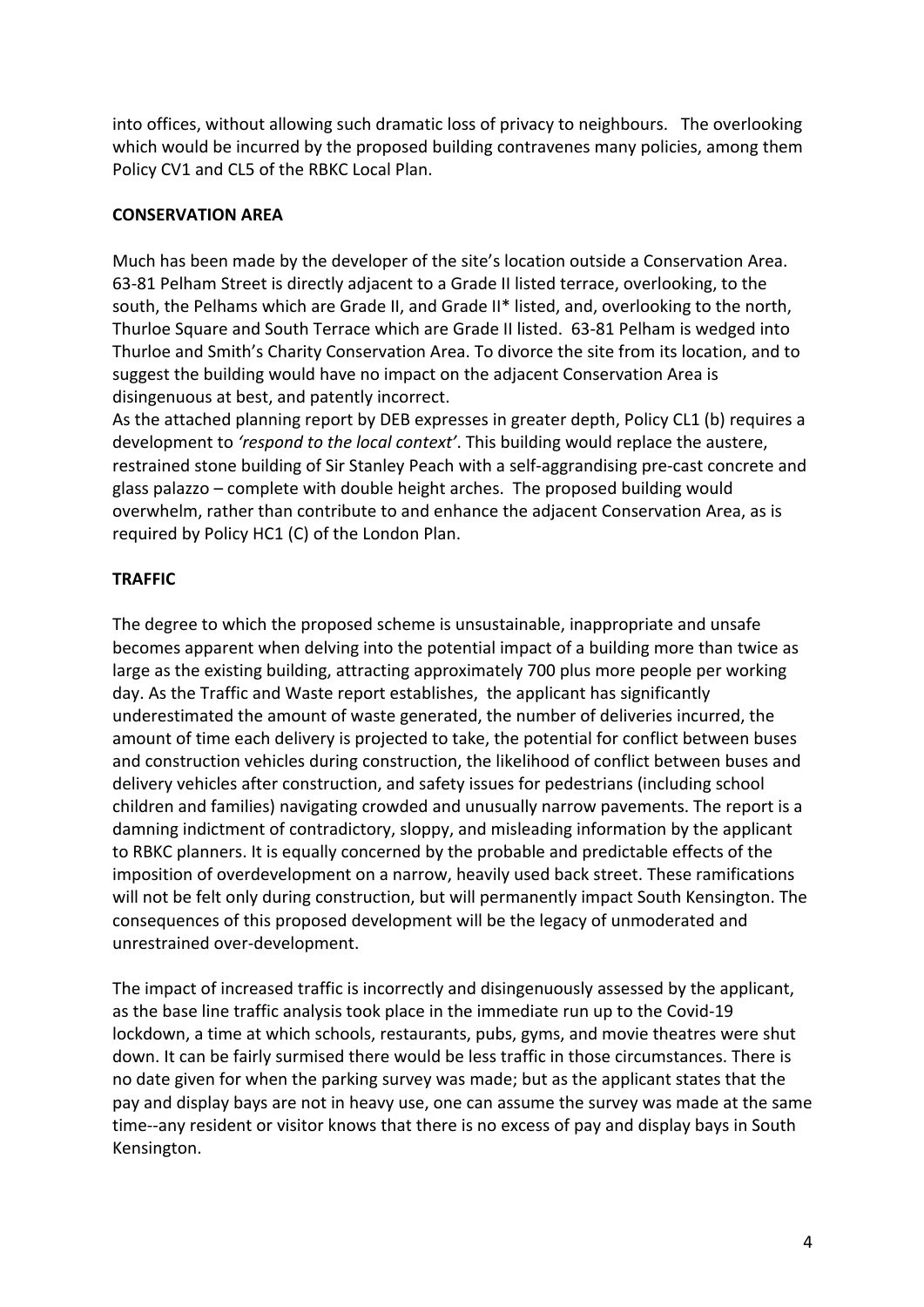into offices, without allowing such dramatic loss of privacy to neighbours. The overlooking which would be incurred by the proposed building contravenes many policies, among them Policy CV1 and CL5 of the RBKC Local Plan.

**CONSERVATION AREA**

Much has been made by the developer of the site's location outside a Conservation Area. 63-81 Pelham Street is directly adjacent to a Grade II listed terrace, overlooking, to the south, the Pelhams which are Grade II, and Grade II* listed, and, overlooking to the north, Thurloe Square and South Terrace which are Grade II listed. 63-81 Pelham is wedged into Thurloe and Smith's Charity Conservation Area. To divorce the site from its location, and to suggest the building would have no impact on the adjacent Conservation Area is disingenuous at best, and patently incorrect.
As the attached planning report by DEB expresses in greater depth, Policy CL1 (b) requires a development to *'respond to the local context'*. This building would replace the austere, restrained stone building of Sir Stanley Peach with a self-aggrandising pre-cast concrete and glass palazzo – complete with double height arches. The proposed building would overwhelm, rather than contribute to and enhance the adjacent Conservation Area, as is required by Policy HC1 (C) of the London Plan.

**TRAFFIC**

The degree to which the proposed scheme is unsustainable, inappropriate and unsafe becomes apparent when delving into the potential impact of a building more than twice as large as the existing building, attracting approximately 700 plus more people per working day. As the Traffic and Waste report establishes, the applicant has significantly underestimated the amount of waste generated, the number of deliveries incurred, the amount of time each delivery is projected to take, the potential for conflict between buses and construction vehicles during construction, the likelihood of conflict between buses and delivery vehicles after construction, and safety issues for pedestrians (including school children and families) navigating crowded and unusually narrow pavements. The report is a damning indictment of contradictory, sloppy, and misleading information by the applicant to RBKC planners. It is equally concerned by the probable and predictable effects of the imposition of overdevelopment on a narrow, heavily used back street. These ramifications will not be felt only during construction, but will permanently impact South Kensington. The consequences of this proposed development will be the legacy of unmoderated and unrestrained over-development.

The impact of increased traffic is incorrectly and disingenuously assessed by the applicant, as the base line traffic analysis took place in the immediate run up to the Covid-19 lockdown, a time at which schools, restaurants, pubs, gyms, and movie theatres were shut down. It can be fairly surmised there would be less traffic in those circumstances. There is no date given for when the parking survey was made; but as the applicant states that the pay and display bays are not in heavy use, one can assume the survey was made at the same time--any resident or visitor knows that there is no excess of pay and display bays in South Kensington.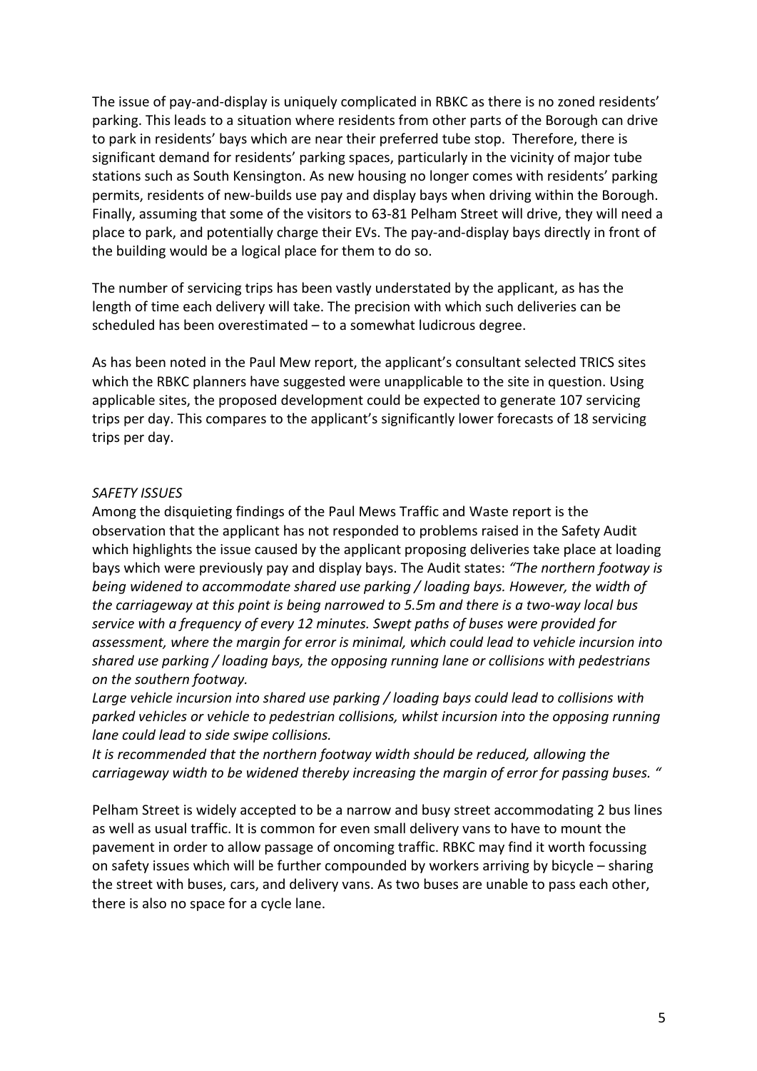The issue of pay-and-display is uniquely complicated in RBKC as there is no zoned residents' parking. This leads to a situation where residents from other parts of the Borough can drive to park in residents' bays which are near their preferred tube stop. Therefore, there is significant demand for residents' parking spaces, particularly in the vicinity of major tube stations such as South Kensington. As new housing no longer comes with residents' parking permits, residents of new-builds use pay and display bays when driving within the Borough. Finally, assuming that some of the visitors to 63-81 Pelham Street will drive, they will need a place to park, and potentially charge their EVs. The pay-and-display bays directly in front of the building would be a logical place for them to do so.

The number of servicing trips has been vastly understated by the applicant, as has the length of time each delivery will take. The precision with which such deliveries can be scheduled has been overestimated – to a somewhat ludicrous degree.

As has been noted in the Paul Mew report, the applicant's consultant selected TRICS sites which the RBKC planners have suggested were unapplicable to the site in question. Using applicable sites, the proposed development could be expected to generate 107 servicing trips per day. This compares to the applicant's significantly lower forecasts of 18 servicing trips per day.

*SAFETY ISSUES*

Among the disquieting findings of the Paul Mews Traffic and Waste report is the observation that the applicant has not responded to problems raised in the Safety Audit which highlights the issue caused by the applicant proposing deliveries take place at loading bays which were previously pay and display bays. The Audit states: *"The northern footway is being widened to accommodate shared use parking / loading bays. However, the width of the carriageway at this point is being narrowed to 5.5m and there is a two-way local bus service with a frequency of every 12 minutes. Swept paths of buses were provided for assessment, where the margin for error is minimal, which could lead to vehicle incursion into shared use parking / loading bays, the opposing running lane or collisions with pedestrians on the southern footway.*

*Large vehicle incursion into shared use parking / loading bays could lead to collisions with parked vehicles or vehicle to pedestrian collisions, whilst incursion into the opposing running lane could lead to side swipe collisions.*

*It is recommended that the northern footway width should be reduced, allowing the carriageway width to be widened thereby increasing the margin of error for passing buses. "*

Pelham Street is widely accepted to be a narrow and busy street accommodating 2 bus lines as well as usual traffic. It is common for even small delivery vans to have to mount the pavement in order to allow passage of oncoming traffic. RBKC may find it worth focussing on safety issues which will be further compounded by workers arriving by bicycle – sharing the street with buses, cars, and delivery vans. As two buses are unable to pass each other, there is also no space for a cycle lane.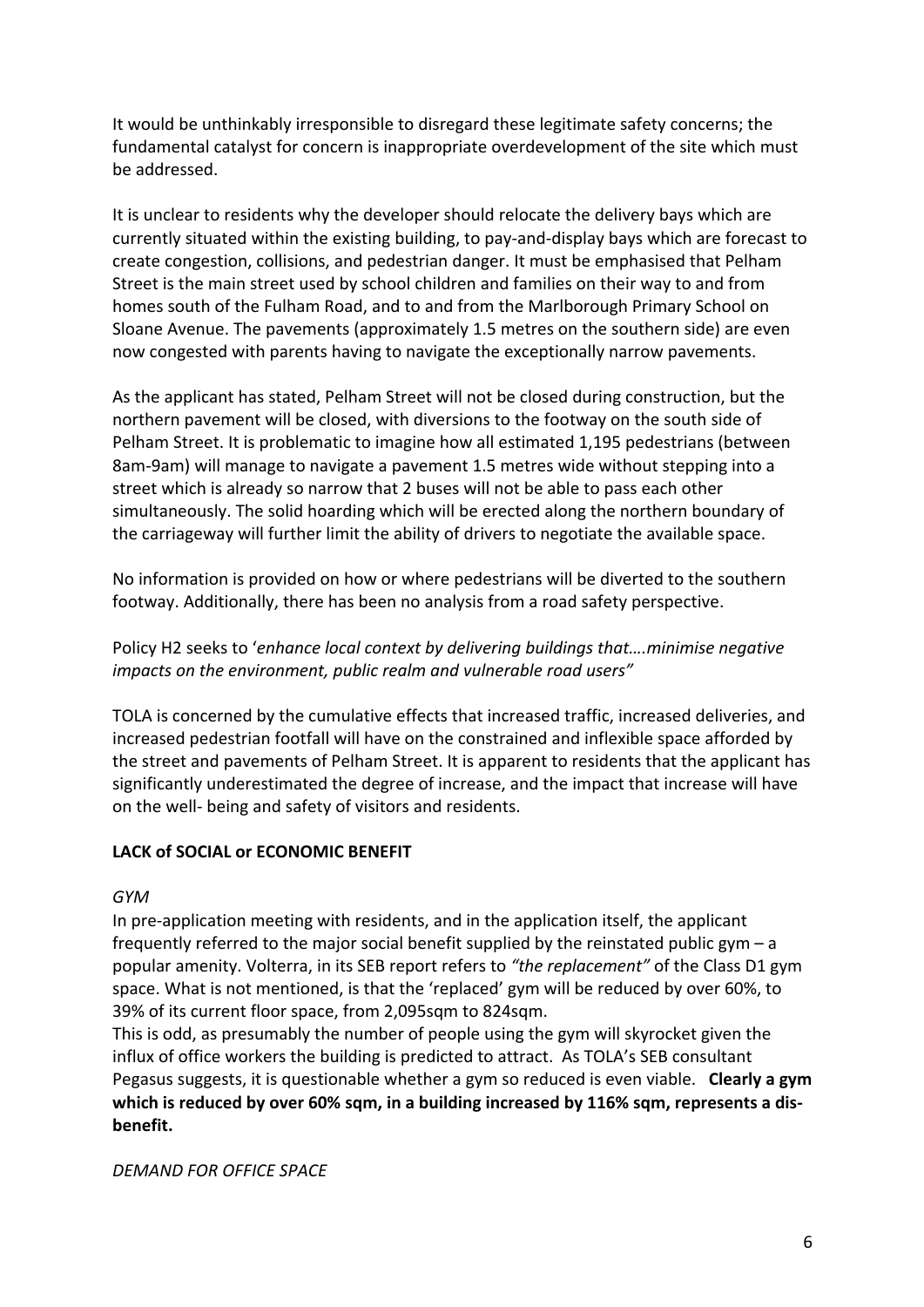It would be unthinkably irresponsible to disregard these legitimate safety concerns; the fundamental catalyst for concern is inappropriate overdevelopment of the site which must be addressed.

It is unclear to residents why the developer should relocate the delivery bays which are currently situated within the existing building, to pay-and-display bays which are forecast to create congestion, collisions, and pedestrian danger. It must be emphasised that Pelham Street is the main street used by school children and families on their way to and from homes south of the Fulham Road, and to and from the Marlborough Primary School on Sloane Avenue. The pavements (approximately 1.5 metres on the southern side) are even now congested with parents having to navigate the exceptionally narrow pavements.

As the applicant has stated, Pelham Street will not be closed during construction, but the northern pavement will be closed, with diversions to the footway on the south side of Pelham Street. It is problematic to imagine how all estimated 1,195 pedestrians (between 8am-9am) will manage to navigate a pavement 1.5 metres wide without stepping into a street which is already so narrow that 2 buses will not be able to pass each other simultaneously. The solid hoarding which will be erected along the northern boundary of the carriageway will further limit the ability of drivers to negotiate the available space.

No information is provided on how or where pedestrians will be diverted to the southern footway. Additionally, there has been no analysis from a road safety perspective.

Policy H2 seeks to '*enhance local context by delivering buildings that….minimise negative impacts on the environment, public realm and vulnerable road users"*

TOLA is concerned by the cumulative effects that increased traffic, increased deliveries, and increased pedestrian footfall will have on the constrained and inflexible space afforded by the street and pavements of Pelham Street. It is apparent to residents that the applicant has significantly underestimated the degree of increase, and the impact that increase will have on the well- being and safety of visitors and residents.

**LACK of SOCIAL or ECONOMIC BENEFIT**

*GYM*

In pre-application meeting with residents, and in the application itself, the applicant frequently referred to the major social benefit supplied by the reinstated public gym – a popular amenity. Volterra, in its SEB report refers to *"the replacement"* of the Class D1 gym space. What is not mentioned, is that the 'replaced' gym will be reduced by over 60%, to 39% of its current floor space, from 2,095sqm to 824sqm.

This is odd, as presumably the number of people using the gym will skyrocket given the influx of office workers the building is predicted to attract. As TOLA's SEB consultant Pegasus suggests, it is questionable whether a gym so reduced is even viable. **Clearly a gym which is reduced by over 60% sqm, in a building increased by 116% sqm, represents a dis-benefit.**

*DEMAND FOR OFFICE SPACE*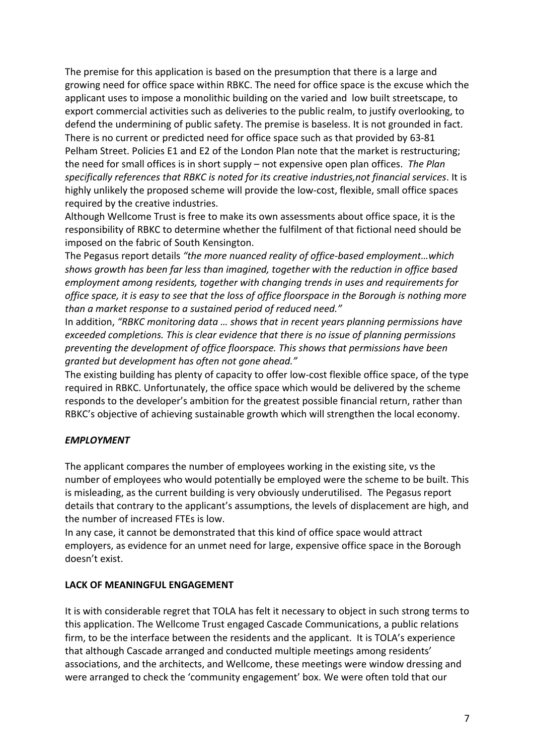The premise for this application is based on the presumption that there is a large and growing need for office space within RBKC. The need for office space is the excuse which the applicant uses to impose a monolithic building on the varied and low built streetscape, to export commercial activities such as deliveries to the public realm, to justify overlooking, to defend the undermining of public safety. The premise is baseless. It is not grounded in fact. There is no current or predicted need for office space such as that provided by 63-81 Pelham Street. Policies E1 and E2 of the London Plan note that the market is restructuring; the need for small offices is in short supply – not expensive open plan offices. *The Plan specifically references that RBKC is noted for its creative industries,not financial services*. It is highly unlikely the proposed scheme will provide the low-cost, flexible, small office spaces required by the creative industries.

Although Wellcome Trust is free to make its own assessments about office space, it is the responsibility of RBKC to determine whether the fulfilment of that fictional need should be imposed on the fabric of South Kensington.

The Pegasus report details *"the more nuanced reality of office-based employment…which shows growth has been far less than imagined, together with the reduction in office based employment among residents, together with changing trends in uses and requirements for office space, it is easy to see that the loss of office floorspace in the Borough is nothing more than a market response to a sustained period of reduced need."*

In addition, *"RBKC monitoring data … shows that in recent years planning permissions have exceeded completions. This is clear evidence that there is no issue of planning permissions preventing the development of office floorspace. This shows that permissions have been granted but development has often not gone ahead."*

The existing building has plenty of capacity to offer low-cost flexible office space, of the type required in RBKC. Unfortunately, the office space which would be delivered by the scheme responds to the developer's ambition for the greatest possible financial return, rather than RBKC's objective of achieving sustainable growth which will strengthen the local economy.

***EMPLOYMENT***

The applicant compares the number of employees working in the existing site, vs the number of employees who would potentially be employed were the scheme to be built. This is misleading, as the current building is very obviously underutilised. The Pegasus report details that contrary to the applicant's assumptions, the levels of displacement are high, and the number of increased FTEs is low.

In any case, it cannot be demonstrated that this kind of office space would attract employers, as evidence for an unmet need for large, expensive office space in the Borough doesn't exist.

**LACK OF MEANINGFUL ENGAGEMENT**

It is with considerable regret that TOLA has felt it necessary to object in such strong terms to this application. The Wellcome Trust engaged Cascade Communications, a public relations firm, to be the interface between the residents and the applicant. It is TOLA's experience that although Cascade arranged and conducted multiple meetings among residents' associations, and the architects, and Wellcome, these meetings were window dressing and were arranged to check the 'community engagement' box. We were often told that our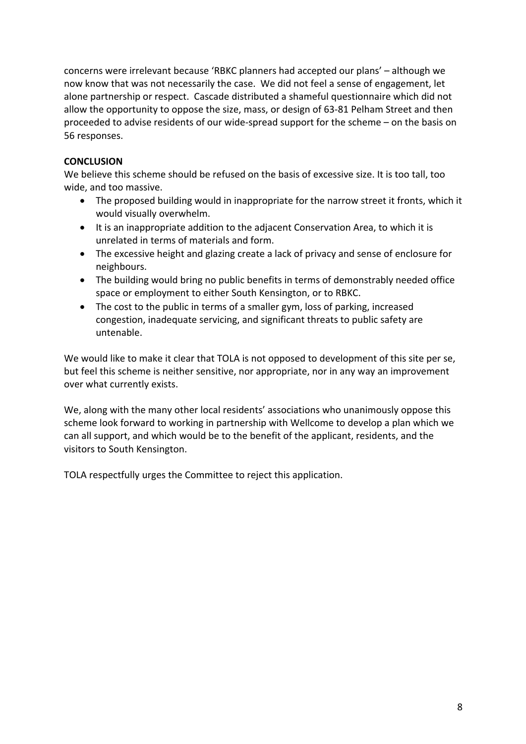concerns were irrelevant because 'RBKC planners had accepted our plans' – although we now know that was not necessarily the case. We did not feel a sense of engagement, let alone partnership or respect. Cascade distributed a shameful questionnaire which did not allow the opportunity to oppose the size, mass, or design of 63-81 Pelham Street and then proceeded to advise residents of our wide-spread support for the scheme – on the basis on 56 responses.

**CONCLUSION**

We believe this scheme should be refused on the basis of excessive size. It is too tall, too wide, and too massive.

- The proposed building would in inappropriate for the narrow street it fronts, which it would visually overwhelm.
- It is an inappropriate addition to the adjacent Conservation Area, to which it is unrelated in terms of materials and form.
- The excessive height and glazing create a lack of privacy and sense of enclosure for neighbours.
- The building would bring no public benefits in terms of demonstrably needed office space or employment to either South Kensington, or to RBKC.
- The cost to the public in terms of a smaller gym, loss of parking, increased congestion, inadequate servicing, and significant threats to public safety are untenable.

We would like to make it clear that TOLA is not opposed to development of this site per se, but feel this scheme is neither sensitive, nor appropriate, nor in any way an improvement over what currently exists.

We, along with the many other local residents' associations who unanimously oppose this scheme look forward to working in partnership with Wellcome to develop a plan which we can all support, and which would be to the benefit of the applicant, residents, and the visitors to South Kensington.

TOLA respectfully urges the Committee to reject this application.